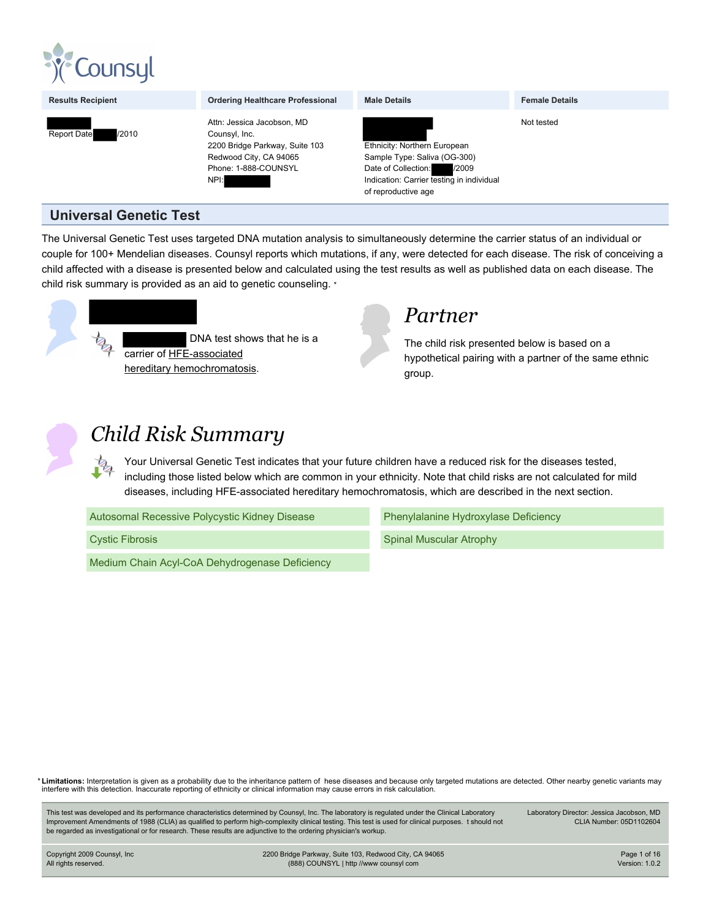Counsyl

| Results Recipient | Ordering Healthcare Professional | Male Details | Female Details |
|---|---|---|---|
| Report Date /2010 | Attn: Jessica Jacobson, MD<br>Counsyl, Inc.<br>2200 Bridge Parkway, Suite 103<br>Redwood City, CA 94065<br>Phone: 1-888-COUNSYL<br>NPI: | Ethnicity: Northern European<br>Sample Type: Saliva (OG-300)<br>Date of Collection: /2009<br>Indication: Carrier testing in individual of reproductive age | Not tested |

## Universal Genetic Test

The Universal Genetic Test uses targeted DNA mutation analysis to simultaneously determine the carrier status of an individual or couple for 100+ Mendelian diseases. Counsyl reports which mutations, if any, were detected for each disease. The risk of conceiving a child affected with a disease is presented below and calculated using the test results as well as published data on each disease. The child risk summary is provided as an aid to genetic counseling. *

DNA test shows that he is a carrier of HFE-associated hereditary hemochromatosis.

### *Partner*

The child risk presented below is based on a hypothetical pairing with a partner of the same ethnic group.

### *Child Risk Summary*

Your Universal Genetic Test indicates that your future children have a reduced risk for the diseases tested, including those listed below which are common in your ethnicity. Note that child risks are not calculated for mild diseases, including HFE-associated hereditary hemochromatosis, which are described in the next section.

- Autosomal Recessive Polycystic Kidney Disease
- Phenylalanine Hydroxylase Deficiency
- Cystic Fibrosis
- Spinal Muscular Atrophy
- Medium Chain Acyl-CoA Dehydrogenase Deficiency

\* **Limitations:** Interpretation is given as a probability due to the inheritance pattern of hese diseases and because only targeted mutations are detected. Other nearby genetic variants may interfere with this detection. Inaccurate reporting of ethnicity or clinical information may cause errors in risk calculation.

This test was developed and its performance characteristics determined by Counsyl, Inc. The laboratory is regulated under the Clinical Laboratory Improvement Amendments of 1988 (CLIA) as qualified to perform high-complexity clinical testing. This test is used for clinical purposes. t should not be regarded as investigational or for research. These results are adjunctive to the ordering physician's workup.

Laboratory Director: Jessica Jacobson, MD
CLIA Number: 05D1102604

Copyright 2009 Counsyl, Inc
All rights reserved.

2200 Bridge Parkway, Suite 103, Redwood City, CA 94065
(888) COUNSYL | http //www counsyl com

Version: 1.0.2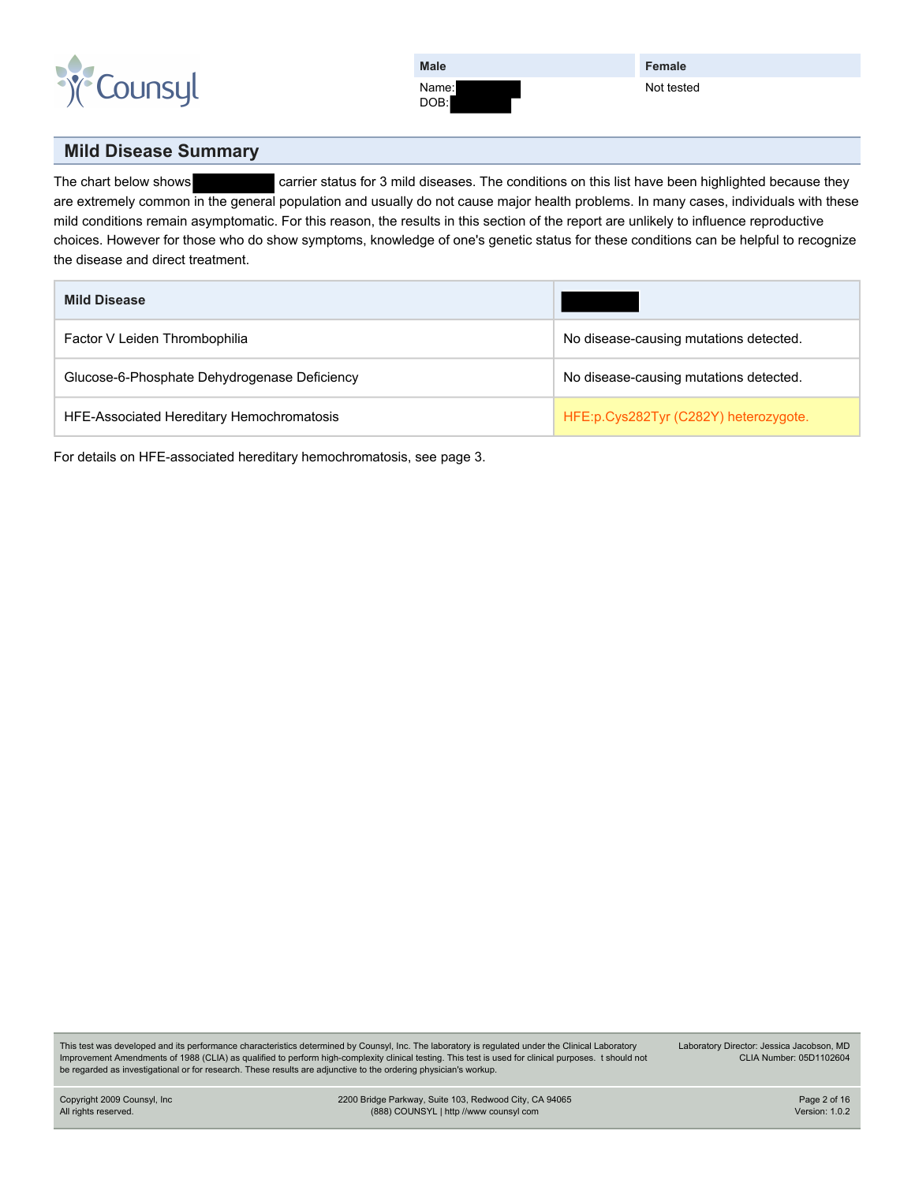| Male | Female |
|---|---|
| Name: [REDACTED] DOB: [REDACTED] | Not tested |

## Mild Disease Summary

The chart below shows [REDACTED] carrier status for 3 mild diseases. The conditions on this list have been highlighted because they are extremely common in the general population and usually do not cause major health problems. In many cases, individuals with these mild conditions remain asymptomatic. For this reason, the results in this section of the report are unlikely to influence reproductive choices. However for those who do show symptoms, knowledge of one's genetic status for these conditions can be helpful to recognize the disease and direct treatment.

| Mild Disease | [REDACTED] |
|---|---|
| Factor V Leiden Thrombophilia | No disease-causing mutations detected. |
| Glucose-6-Phosphate Dehydrogenase Deficiency | No disease-causing mutations detected. |
| HFE-Associated Hereditary Hemochromatosis | HFE:p.Cys282Tyr (C282Y) heterozygote. |

For details on HFE-associated hereditary hemochromatosis, see page 3.

This test was developed and its performance characteristics determined by Counsyl, Inc. The laboratory is regulated under the Clinical Laboratory Improvement Amendments of 1988 (CLIA) as qualified to perform high-complexity clinical testing. This test is used for clinical purposes. t should not be regarded as investigational or for research. These results are adjunctive to the ordering physician's workup.

Laboratory Director: Jessica Jacobson, MD
CLIA Number: 05D1102604

Copyright 2009 Counsyl, Inc
All rights reserved.

2200 Bridge Parkway, Suite 103, Redwood City, CA 94065
(888) COUNSYL | http //www counsyl com

Version: 1.0.2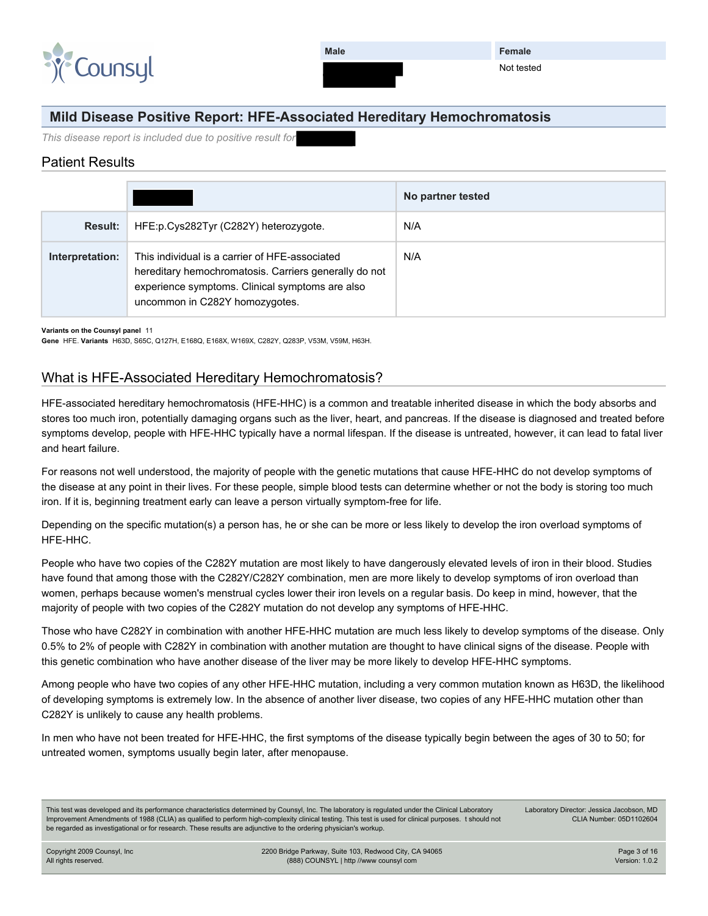| Male | Female |
|---|---|
| [redacted] | Not tested |

## Mild Disease Positive Report: HFE-Associated Hereditary Hemochromatosis

*This disease report is included due to positive result for* [redacted]

### Patient Results

| | [redacted] | No partner tested |
|---|---|---|
| **Result:** | HFE:p.Cys282Tyr (C282Y) heterozygote. | N/A |
| **Interpretation:** | This individual is a carrier of HFE-associated hereditary hemochromatosis. Carriers generally do not experience symptoms. Clinical symptoms are also uncommon in C282Y homozygotes. | N/A |

**Variants on the Counsyl panel** 11
**Gene** HFE. **Variants** H63D, S65C, Q127H, E168Q, E168X, W169X, C282Y, Q283P, V53M, V59M, H63H.

### What is HFE-Associated Hereditary Hemochromatosis?

HFE-associated hereditary hemochromatosis (HFE-HHC) is a common and treatable inherited disease in which the body absorbs and stores too much iron, potentially damaging organs such as the liver, heart, and pancreas. If the disease is diagnosed and treated before symptoms develop, people with HFE-HHC typically have a normal lifespan. If the disease is untreated, however, it can lead to fatal liver and heart failure.

For reasons not well understood, the majority of people with the genetic mutations that cause HFE-HHC do not develop symptoms of the disease at any point in their lives. For these people, simple blood tests can determine whether or not the body is storing too much iron. If it is, beginning treatment early can leave a person virtually symptom-free for life.

Depending on the specific mutation(s) a person has, he or she can be more or less likely to develop the iron overload symptoms of HFE-HHC.

People who have two copies of the C282Y mutation are most likely to have dangerously elevated levels of iron in their blood. Studies have found that among those with the C282Y/C282Y combination, men are more likely to develop symptoms of iron overload than women, perhaps because women's menstrual cycles lower their iron levels on a regular basis. Do keep in mind, however, that the majority of people with two copies of the C282Y mutation do not develop any symptoms of HFE-HHC.

Those who have C282Y in combination with another HFE-HHC mutation are much less likely to develop symptoms of the disease. Only 0.5% to 2% of people with C282Y in combination with another mutation are thought to have clinical signs of the disease. People with this genetic combination who have another disease of the liver may be more likely to develop HFE-HHC symptoms.

Among people who have two copies of any other HFE-HHC mutation, including a very common mutation known as H63D, the likelihood of developing symptoms is extremely low. In the absence of another liver disease, two copies of any HFE-HHC mutation other than C282Y is unlikely to cause any health problems.

In men who have not been treated for HFE-HHC, the first symptoms of the disease typically begin between the ages of 30 to 50; for untreated women, symptoms usually begin later, after menopause.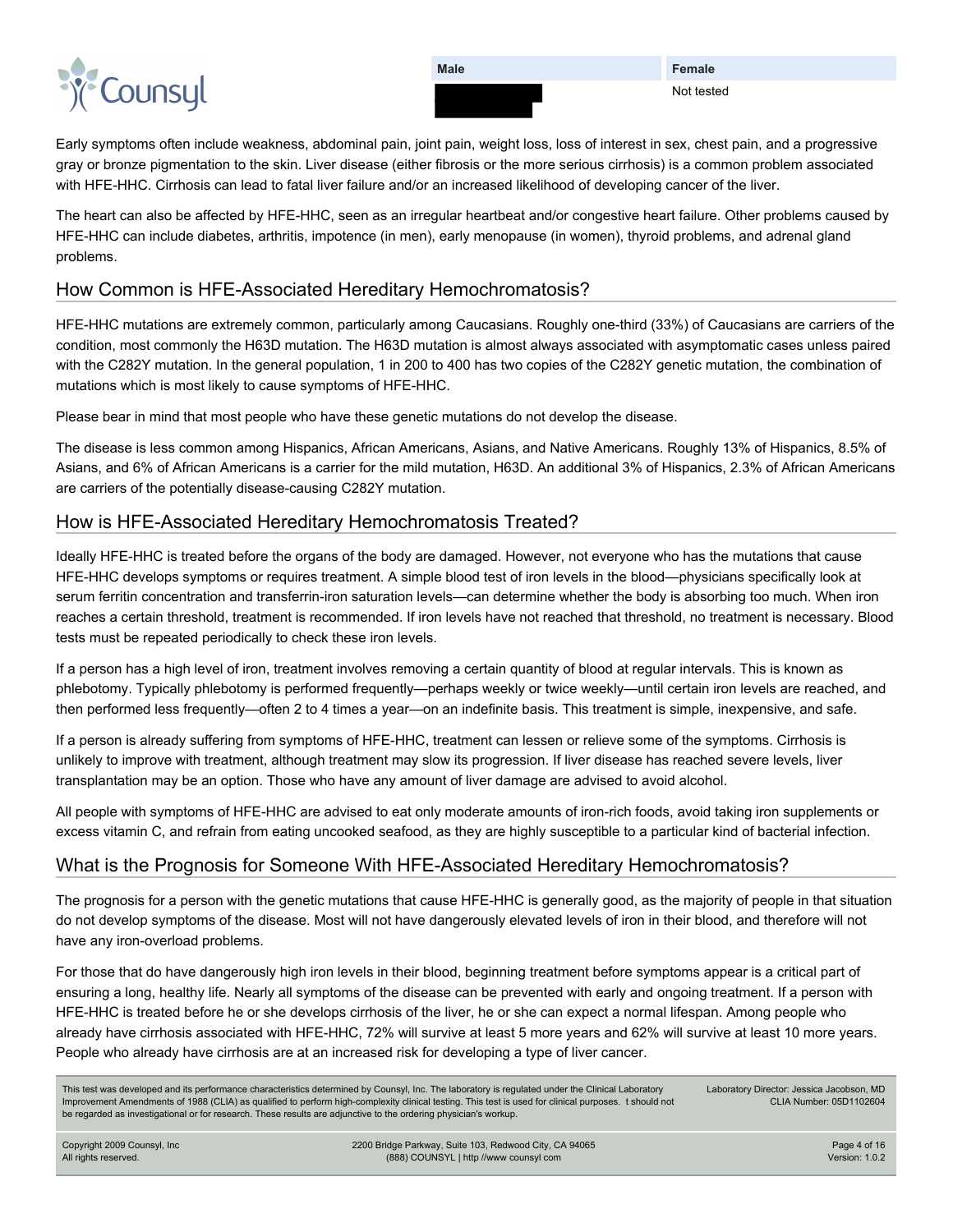| Male | Female |
| --- | --- |
| | Not tested |

Early symptoms often include weakness, abdominal pain, joint pain, weight loss, loss of interest in sex, chest pain, and a progressive gray or bronze pigmentation to the skin. Liver disease (either fibrosis or the more serious cirrhosis) is a common problem associated with HFE-HHC. Cirrhosis can lead to fatal liver failure and/or an increased likelihood of developing cancer of the liver.

The heart can also be affected by HFE-HHC, seen as an irregular heartbeat and/or congestive heart failure. Other problems caused by HFE-HHC can include diabetes, arthritis, impotence (in men), early menopause (in women), thyroid problems, and adrenal gland problems.

## How Common is HFE-Associated Hereditary Hemochromatosis?

HFE-HHC mutations are extremely common, particularly among Caucasians. Roughly one-third (33%) of Caucasians are carriers of the condition, most commonly the H63D mutation. The H63D mutation is almost always associated with asymptomatic cases unless paired with the C282Y mutation. In the general population, 1 in 200 to 400 has two copies of the C282Y genetic mutation, the combination of mutations which is most likely to cause symptoms of HFE-HHC.

Please bear in mind that most people who have these genetic mutations do not develop the disease.

The disease is less common among Hispanics, African Americans, Asians, and Native Americans. Roughly 13% of Hispanics, 8.5% of Asians, and 6% of African Americans is a carrier for the mild mutation, H63D. An additional 3% of Hispanics, 2.3% of African Americans are carriers of the potentially disease-causing C282Y mutation.

## How is HFE-Associated Hereditary Hemochromatosis Treated?

Ideally HFE-HHC is treated before the organs of the body are damaged. However, not everyone who has the mutations that cause HFE-HHC develops symptoms or requires treatment. A simple blood test of iron levels in the blood—physicians specifically look at serum ferritin concentration and transferrin-iron saturation levels—can determine whether the body is absorbing too much. When iron reaches a certain threshold, treatment is recommended. If iron levels have not reached that threshold, no treatment is necessary. Blood tests must be repeated periodically to check these iron levels.

If a person has a high level of iron, treatment involves removing a certain quantity of blood at regular intervals. This is known as phlebotomy. Typically phlebotomy is performed frequently—perhaps weekly or twice weekly—until certain iron levels are reached, and then performed less frequently—often 2 to 4 times a year—on an indefinite basis. This treatment is simple, inexpensive, and safe.

If a person is already suffering from symptoms of HFE-HHC, treatment can lessen or relieve some of the symptoms. Cirrhosis is unlikely to improve with treatment, although treatment may slow its progression. If liver disease has reached severe levels, liver transplantation may be an option. Those who have any amount of liver damage are advised to avoid alcohol.

All people with symptoms of HFE-HHC are advised to eat only moderate amounts of iron-rich foods, avoid taking iron supplements or excess vitamin C, and refrain from eating uncooked seafood, as they are highly susceptible to a particular kind of bacterial infection.

## What is the Prognosis for Someone With HFE-Associated Hereditary Hemochromatosis?

The prognosis for a person with the genetic mutations that cause HFE-HHC is generally good, as the majority of people in that situation do not develop symptoms of the disease. Most will not have dangerously elevated levels of iron in their blood, and therefore will not have any iron-overload problems.

For those that do have dangerously high iron levels in their blood, beginning treatment before symptoms appear is a critical part of ensuring a long, healthy life. Nearly all symptoms of the disease can be prevented with early and ongoing treatment. If a person with HFE-HHC is treated before he or she develops cirrhosis of the liver, he or she can expect a normal lifespan. Among people who already have cirrhosis associated with HFE-HHC, 72% will survive at least 5 more years and 62% will survive at least 10 more years. People who already have cirrhosis are at an increased risk for developing a type of liver cancer.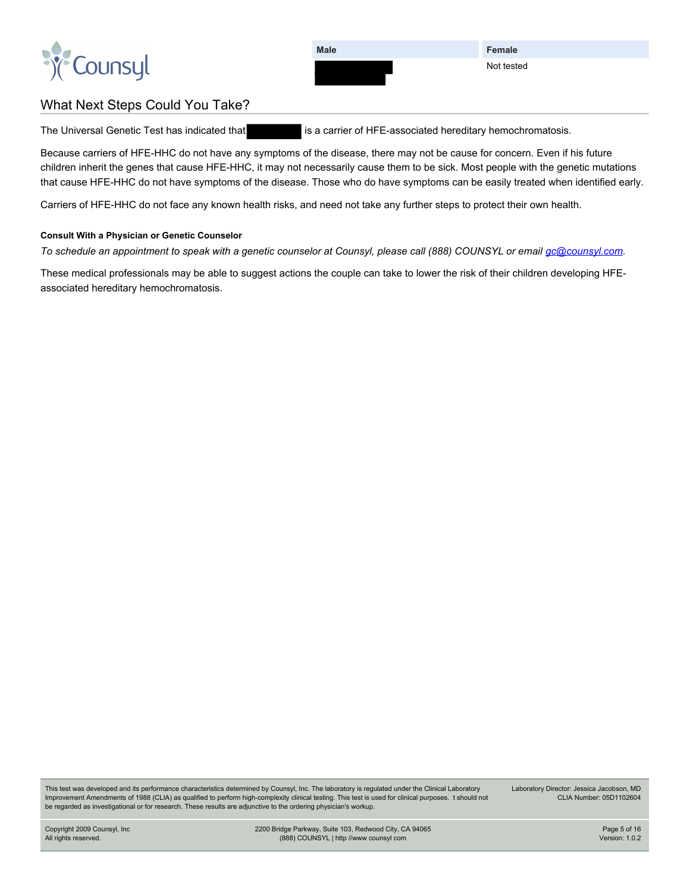| Male | Female |
| --- | --- |
| | Not tested |

## What Next Steps Could You Take?

The Universal Genetic Test has indicated that is a carrier of HFE-associated hereditary hemochromatosis.

Because carriers of HFE-HHC do not have any symptoms of the disease, there may not be cause for concern. Even if his future children inherit the genes that cause HFE-HHC, it may not necessarily cause them to be sick. Most people with the genetic mutations that cause HFE-HHC do not have symptoms of the disease. Those who do have symptoms can be easily treated when identified early.

Carriers of HFE-HHC do not face any known health risks, and need not take any further steps to protect their own health.

#### Consult With a Physician or Genetic Counselor

*To schedule an appointment to speak with a genetic counselor at Counsyl, please call (888) COUNSYL or email gc@counsyl.com.*

These medical professionals may be able to suggest actions the couple can take to lower the risk of their children developing HFE-associated hereditary hemochromatosis.

This test was developed and its performance characteristics determined by Counsyl, Inc. The laboratory is regulated under the Clinical Laboratory Improvement Amendments of 1988 (CLIA) as qualified to perform high-complexity clinical testing. This test is used for clinical purposes. t should not be regarded as investigational or for research. These results are adjunctive to the ordering physician's workup.

Laboratory Director: Jessica Jacobson, MD
CLIA Number: 05D1102604

Copyright 2009 Counsyl, Inc
All rights reserved.

2200 Bridge Parkway, Suite 103, Redwood City, CA 94065
(888) COUNSYL | http //www counsyl com

Version: 1.0.2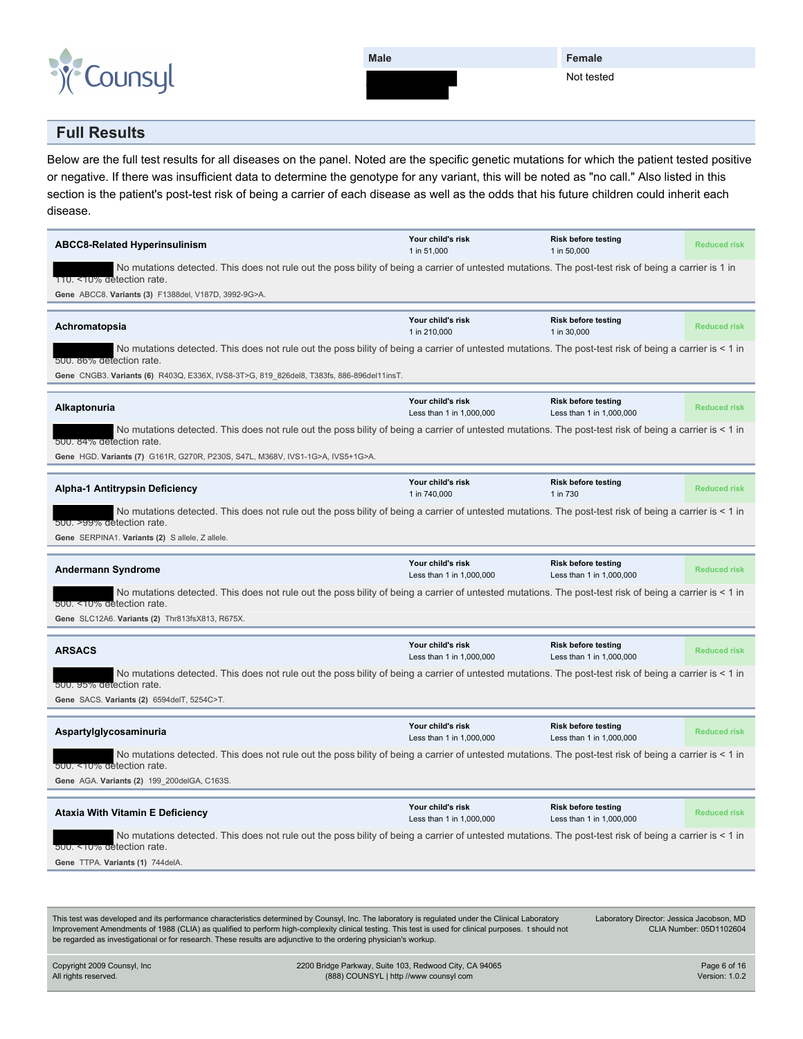| Male | Female |
| --- | --- |
| | Not tested |

## Full Results

Below are the full test results for all diseases on the panel. Noted are the specific genetic mutations for which the patient tested positive or negative. If there was insufficient data to determine the genotype for any variant, this will be noted as "no call." Also listed in this section is the patient's post-test risk of being a carrier of each disease as well as the odds that his future children could inherit each disease.

---

**ABCC8-Related Hyperinsulinism**

Your child's risk: 1 in 51,000 | Risk before testing: 1 in 50,000 | Reduced risk

No mutations detected. This does not rule out the possibility of being a carrier of untested mutations. The post-test risk of being a carrier is 1 in 110. <10% detection rate.

**Gene** ABCC8. **Variants (3)** F1388del, V187D, 3992-9G>A.

---

**Achromatopsia**

Your child's risk: 1 in 210,000 | Risk before testing: 1 in 30,000 | Reduced risk

No mutations detected. This does not rule out the possibility of being a carrier of untested mutations. The post-test risk of being a carrier is < 1 in 500. 86% detection rate.

**Gene** CNGB3. **Variants (6)** R403Q, E336X, IVS8-3T>G, 819_826del8, T383fs, 886-896del11insT.

---

**Alkaptonuria**

Your child's risk: Less than 1 in 1,000,000 | Risk before testing: Less than 1 in 1,000,000 | Reduced risk

No mutations detected. This does not rule out the possibility of being a carrier of untested mutations. The post-test risk of being a carrier is < 1 in 500. 84% detection rate.

**Gene** HGD. **Variants (7)** G161R, G270R, P230S, S47L, M368V, IVS1-1G>A, IVS5+1G>A.

---

**Alpha-1 Antitrypsin Deficiency**

Your child's risk: 1 in 740,000 | Risk before testing: 1 in 730 | Reduced risk

No mutations detected. This does not rule out the possibility of being a carrier of untested mutations. The post-test risk of being a carrier is < 1 in 500. >99% detection rate.

**Gene** SERPINA1. **Variants (2)** S allele, Z allele.

---

**Andermann Syndrome**

Your child's risk: Less than 1 in 1,000,000 | Risk before testing: Less than 1 in 1,000,000 | Reduced risk

No mutations detected. This does not rule out the possibility of being a carrier of untested mutations. The post-test risk of being a carrier is < 1 in 500. <10% detection rate.

**Gene** SLC12A6. **Variants (2)** Thr813fsX813, R675X.

---

**ARSACS**

Your child's risk: Less than 1 in 1,000,000 | Risk before testing: Less than 1 in 1,000,000 | Reduced risk

No mutations detected. This does not rule out the possibility of being a carrier of untested mutations. The post-test risk of being a carrier is < 1 in 500. 95% detection rate.

**Gene** SACS. **Variants (2)** 6594delT, 5254C>T.

---

**Aspartylglycosaminuria**

Your child's risk: Less than 1 in 1,000,000 | Risk before testing: Less than 1 in 1,000,000 | Reduced risk

No mutations detected. This does not rule out the possibility of being a carrier of untested mutations. The post-test risk of being a carrier is < 1 in 500. <10% detection rate.

**Gene** AGA. **Variants (2)** 199_200delGA, C163S.

---

**Ataxia With Vitamin E Deficiency**

Your child's risk: Less than 1 in 1,000,000 | Risk before testing: Less than 1 in 1,000,000 | Reduced risk

No mutations detected. This does not rule out the possibility of being a carrier of untested mutations. The post-test risk of being a carrier is < 1 in 500. <10% detection rate.

**Gene** TTPA. **Variants (1)** 744delA.

---

This test was developed and its performance characteristics determined by Counsyl, Inc. The laboratory is regulated under the Clinical Laboratory Improvement Amendments of 1988 (CLIA) as qualified to perform high-complexity clinical testing. This test is used for clinical purposes. It should not be regarded as investigational or for research. These results are adjunctive to the ordering physician's workup.

Laboratory Director: Jessica Jacobson, MD
CLIA Number: 05D1102604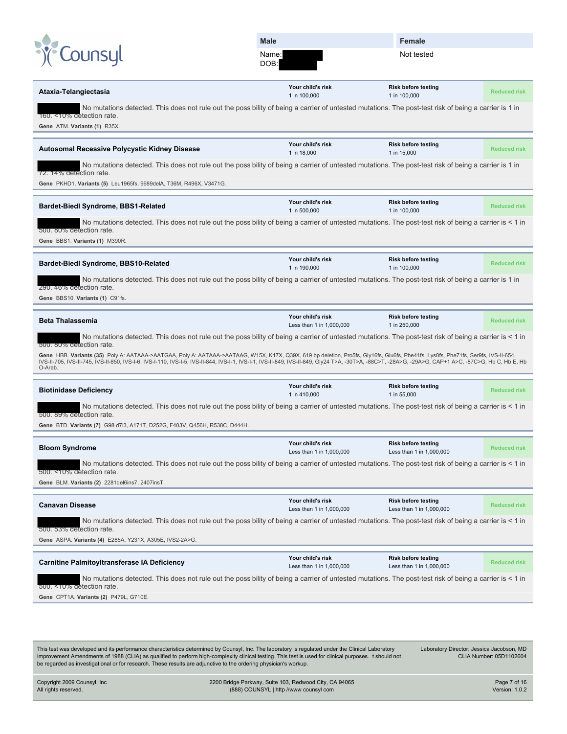| Male | Female |
| --- | --- |
| Name: ▇▇▇▇ DOB: ▇▇▇▇ | Not tested |

## Ataxia-Telangiectasia

| Your child's risk | Risk before testing | |
| --- | --- | --- |
| 1 in 100,000 | 1 in 100,000 | Reduced risk |

▇▇▇▇ No mutations detected. This does not rule out the poss bility of being a carrier of untested mutations. The post-test risk of being a carrier is 1 in 160. <10% detection rate.

**Gene** ATM. **Variants (1)** R35X.

## Autosomal Recessive Polycystic Kidney Disease

| Your child's risk | Risk before testing | |
| --- | --- | --- |
| 1 in 18,000 | 1 in 15,000 | Reduced risk |

▇▇▇▇ No mutations detected. This does not rule out the poss bility of being a carrier of untested mutations. The post-test risk of being a carrier is 1 in 72. 14% detection rate.

**Gene** PKHD1. **Variants (5)** Leu1965fs, 9689delA, T36M, R496X, V3471G.

## Bardet-Biedl Syndrome, BBS1-Related

| Your child's risk | Risk before testing | |
| --- | --- | --- |
| 1 in 500,000 | 1 in 100,000 | Reduced risk |

▇▇▇▇ No mutations detected. This does not rule out the poss bility of being a carrier of untested mutations. The post-test risk of being a carrier is < 1 in 500. 80% detection rate.

**Gene** BBS1. **Variants (1)** M390R.

## Bardet-Biedl Syndrome, BBS10-Related

| Your child's risk | Risk before testing | |
| --- | --- | --- |
| 1 in 190,000 | 1 in 100,000 | Reduced risk |

▇▇▇▇ No mutations detected. This does not rule out the poss bility of being a carrier of untested mutations. The post-test risk of being a carrier is 1 in 290. 46% detection rate.

**Gene** BBS10. **Variants (1)** C91fs.

## Beta Thalassemia

| Your child's risk | Risk before testing | |
| --- | --- | --- |
| Less than 1 in 1,000,000 | 1 in 250,000 | Reduced risk |

▇▇▇▇ No mutations detected. This does not rule out the poss bility of being a carrier of untested mutations. The post-test risk of being a carrier is < 1 in 500. 80% detection rate.

**Gene** HBB. **Variants (35)** Poly A: AATAAA->AATGAA, Poly A: AATAAA->AATAAG, W15X, K17X, Q39X, 619 bp deletion, Pro5fs, Gly16fs, Glu6fs, Phe41fs, Lys8fs, Phe71fs, Ser9fs, IVS-II-654, IVS-II-705, IVS-II-745, IVS-II-850, IVS-I-6, IVS-I-110, IVS-I-5, IVS-II-844, IVS-I-1, IVS-I-1, IVS-II-849, IVS-II-849, Gly24 T>A, -30T>A, -88C>T, -28A>G, -29A>G, CAP+1 A>C, -87C>G, Hb C, Hb E, Hb O-Arab.

## Biotinidase Deficiency

| Your child's risk | Risk before testing | |
| --- | --- | --- |
| 1 in 410,000 | 1 in 55,000 | Reduced risk |

▇▇▇▇ No mutations detected. This does not rule out the poss bility of being a carrier of untested mutations. The post-test risk of being a carrier is < 1 in 500. 89% detection rate.

**Gene** BTD. **Variants (7)** G98 d7i3, A171T, D252G, F403V, Q456H, R538C, D444H.

## Bloom Syndrome

| Your child's risk | Risk before testing | |
| --- | --- | --- |
| Less than 1 in 1,000,000 | Less than 1 in 1,000,000 | Reduced risk |

▇▇▇▇ No mutations detected. This does not rule out the poss bility of being a carrier of untested mutations. The post-test risk of being a carrier is < 1 in 500. <10% detection rate.

**Gene** BLM. **Variants (2)** 2281del6ins7, 2407insT.

## Canavan Disease

| Your child's risk | Risk before testing | |
| --- | --- | --- |
| Less than 1 in 1,000,000 | Less than 1 in 1,000,000 | Reduced risk |

▇▇▇▇ No mutations detected. This does not rule out the poss bility of being a carrier of untested mutations. The post-test risk of being a carrier is < 1 in 500. 53% detection rate.

**Gene** ASPA. **Variants (4)** E285A, Y231X, A305E, IVS2-2A>G.

## Carnitine Palmitoyltransferase IA Deficiency

| Your child's risk | Risk before testing | |
| --- | --- | --- |
| Less than 1 in 1,000,000 | Less than 1 in 1,000,000 | Reduced risk |

▇▇▇▇ No mutations detected. This does not rule out the poss bility of being a carrier of untested mutations. The post-test risk of being a carrier is < 1 in 500. <10% detection rate.

**Gene** CPT1A. **Variants (2)** P479L, G710E.

This test was developed and its performance characteristics determined by Counsyl, Inc. The laboratory is regulated under the Clinical Laboratory Improvement Amendments of 1988 (CLIA) as qualified to perform high-complexity clinical testing. This test is used for clinical purposes. t should not be regarded as investigational or for research. These results are adjunctive to the ordering physician's workup.

Laboratory Director: Jessica Jacobson, MD
CLIA Number: 05D1102604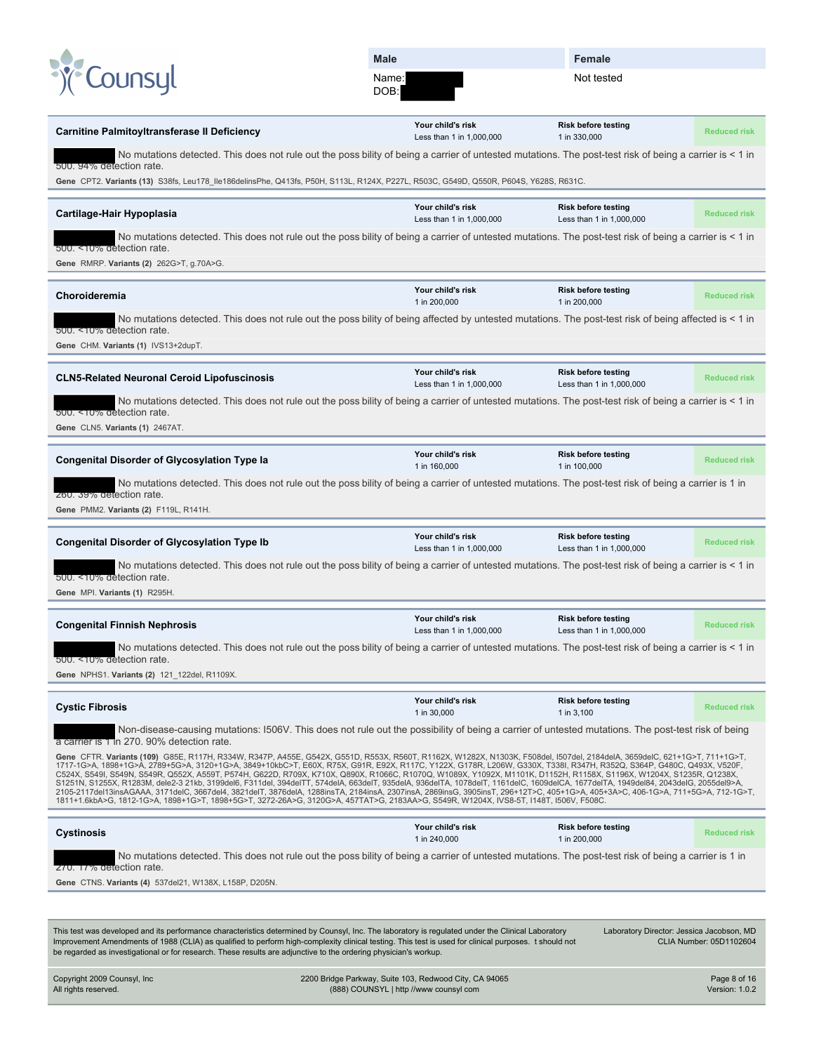Counsyl

| Male | Female |
| --- | --- |
| Name: <br> DOB: | Not tested |

### Carnitine Palmitoyltransferase II Deficiency

| Your child's risk | Risk before testing | |
| --- | --- | --- |
| Less than 1 in 1,000,000 | 1 in 330,000 | Reduced risk |

No mutations detected. This does not rule out the poss bility of being a carrier of untested mutations. The post-test risk of being a carrier is < 1 in 500. 94% detection rate.

**Gene** CPT2. **Variants (13)** S38fs, Leu178_Ile186delinsPhe, Q413fs, P50H, S113L, R124X, P227L, R503C, G549D, Q550R, P604S, Y628S, R631C.

### Cartilage-Hair Hypoplasia

| Your child's risk | Risk before testing | |
| --- | --- | --- |
| Less than 1 in 1,000,000 | Less than 1 in 1,000,000 | Reduced risk |

No mutations detected. This does not rule out the poss bility of being a carrier of untested mutations. The post-test risk of being a carrier is < 1 in 500. <10% detection rate.

**Gene** RMRP. **Variants (2)** 262G>T, g.70A>G.

### Choroideremia

| Your child's risk | Risk before testing | |
| --- | --- | --- |
| 1 in 200,000 | 1 in 200,000 | Reduced risk |

No mutations detected. This does not rule out the poss bility of being affected by untested mutations. The post-test risk of being affected is < 1 in 500. <10% detection rate.

**Gene** CHM. **Variants (1)** IVS13+2dupT.

### CLN5-Related Neuronal Ceroid Lipofuscinosis

| Your child's risk | Risk before testing | |
| --- | --- | --- |
| Less than 1 in 1,000,000 | Less than 1 in 1,000,000 | Reduced risk |

No mutations detected. This does not rule out the poss bility of being a carrier of untested mutations. The post-test risk of being a carrier is < 1 in 500. <10% detection rate.

**Gene** CLN5. **Variants (1)** 2467AT.

### Congenital Disorder of Glycosylation Type Ia

| Your child's risk | Risk before testing | |
| --- | --- | --- |
| 1 in 160,000 | 1 in 100,000 | Reduced risk |

No mutations detected. This does not rule out the poss bility of being a carrier of untested mutations. The post-test risk of being a carrier is 1 in 260. 39% detection rate.

**Gene** PMM2. **Variants (2)** F119L, R141H.

### Congenital Disorder of Glycosylation Type Ib

| Your child's risk | Risk before testing | |
| --- | --- | --- |
| Less than 1 in 1,000,000 | Less than 1 in 1,000,000 | Reduced risk |

No mutations detected. This does not rule out the poss bility of being a carrier of untested mutations. The post-test risk of being a carrier is < 1 in 500. <10% detection rate.

**Gene** MPI. **Variants (1)** R295H.

### Congenital Finnish Nephrosis

| Your child's risk | Risk before testing | |
| --- | --- | --- |
| Less than 1 in 1,000,000 | Less than 1 in 1,000,000 | Reduced risk |

No mutations detected. This does not rule out the poss bility of being a carrier of untested mutations. The post-test risk of being a carrier is < 1 in 500. <10% detection rate.

**Gene** NPHS1. **Variants (2)** 121_122del, R1109X.

### Cystic Fibrosis

| Your child's risk | Risk before testing | |
| --- | --- | --- |
| 1 in 30,000 | 1 in 3,100 | Reduced risk |

Non-disease-causing mutations: I506V. This does not rule out the possibility of being a carrier of untested mutations. The post-test risk of being a carrier is 1 in 270. 90% detection rate.

**Gene** CFTR. **Variants (109)** G85E, R117H, R334W, R347P, A455E, G542X, G551D, R553X, R560T, R1162X, W1282X, N1303K, F508del, I507del, 2184delA, 3659delC, 621+1G>T, 711+1G>T, 1717-1G>A, 1898+1G>A, 2789+5G>A, 3120+1G>A, 3849+10kbC>T, E60X, R75X, G91R, E92X, R117C, Y122X, G178R, L206W, G330X, T338I, R347H, R352Q, S364P, G480C, Q493X, V520F, C524X, S549I, S549N, S549R, Q552X, A559T, P574H, G622D, R709X, K710X, Q890X, R1066C, R1070Q, W1089X, Y1092X, M1101K, D1152H, R1158X, S1196X, W1204X, S1235R, Q1238X, S1251N, S1255X, R1283M, dele2-3 21kb, 3199del6, F311del, 394delTT, 574delA, 663delT, 935delA, 936delTA, 1078delT, 1161delC, 1609delCA, 1677delTA, 1949del84, 2043delG, 2055del9>A, 2105-2117del13insAGAAA, 3171delC, 3667del4, 3821delT, 3876delA, 1288insTA, 2184insA, 2307insA, 2869insG, 3905insT, 296+12T>C, 405+1G>A, 405+3A>C, 406-1G>A, 711+5G>A, 712-1G>T, 1811+1.6kbA>G, 1812-1G>A, 1898+1G>T, 1898+5G>T, 3272-26A>G, 3120G>A, 457TAT>G, 2183AA>G, S549R, W1204X, IVS8-5T, I148T, I506V, F508C.

### Cystinosis

| Your child's risk | Risk before testing | |
| --- | --- | --- |
| 1 in 240,000 | 1 in 200,000 | Reduced risk |

No mutations detected. This does not rule out the poss bility of being a carrier of untested mutations. The post-test risk of being a carrier is 1 in 270. 17% detection rate.

**Gene** CTNS. **Variants (4)** 537del21, W138X, L158P, D205N.

This test was developed and its performance characteristics determined by Counsyl, Inc. The laboratory is regulated under the Clinical Laboratory Improvement Amendments of 1988 (CLIA) as qualified to perform high-complexity clinical testing. This test is used for clinical purposes. t should not be regarded as investigational or for research. These results are adjunctive to the ordering physician's workup.

Laboratory Director: Jessica Jacobson, MD
CLIA Number: 05D1102604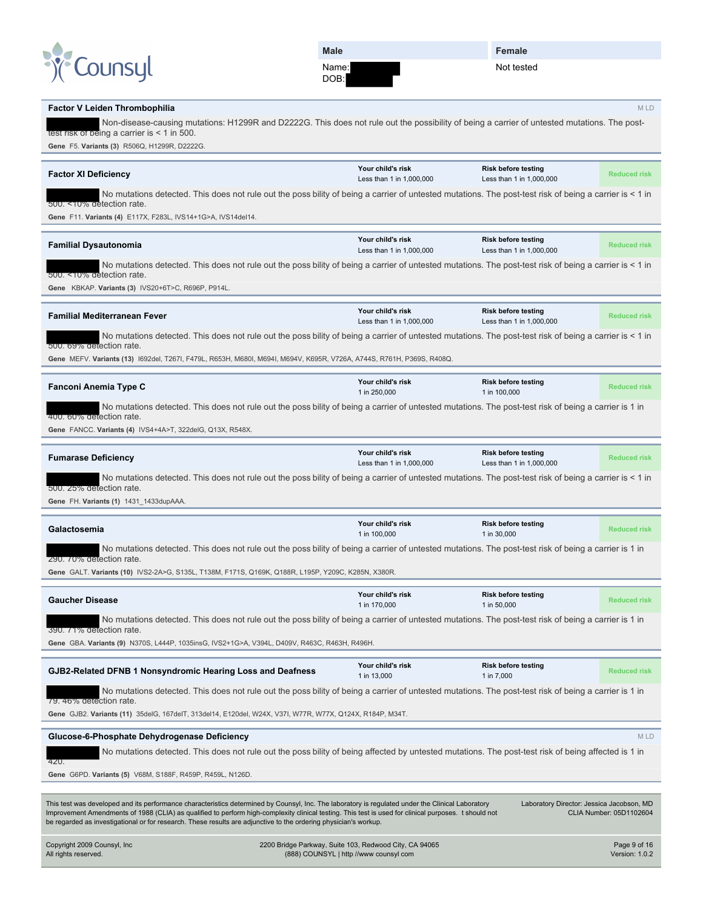Counsyl

| Male | Female |
|---|---|
| Name: [redacted] DOB: [redacted] | Not tested |

### Factor V Leiden Thrombophilia

M LD

Non-disease-causing mutations: H1299R and D2222G. This does not rule out the possibility of being a carrier of untested mutations. The post-test risk of being a carrier is < 1 in 500.

**Gene** F5. **Variants (3)** R506Q, H1299R, D2222G.

### Factor XI Deficiency

| Your child's risk | Risk before testing | |
|---|---|---|
| Less than 1 in 1,000,000 | Less than 1 in 1,000,000 | Reduced risk |

No mutations detected. This does not rule out the possibility of being a carrier of untested mutations. The post-test risk of being a carrier is < 1 in 500. <10% detection rate.

**Gene** F11. **Variants (4)** E117X, F283L, IVS14+1G>A, IVS14del14.

### Familial Dysautonomia

| Your child's risk | Risk before testing | |
|---|---|---|
| Less than 1 in 1,000,000 | Less than 1 in 1,000,000 | Reduced risk |

No mutations detected. This does not rule out the possibility of being a carrier of untested mutations. The post-test risk of being a carrier is < 1 in 500. <10% detection rate.

**Gene** KBKAP. **Variants (3)** IVS20+6T>C, R696P, P914L.

### Familial Mediterranean Fever

| Your child's risk | Risk before testing | |
|---|---|---|
| Less than 1 in 1,000,000 | Less than 1 in 1,000,000 | Reduced risk |

No mutations detected. This does not rule out the possibility of being a carrier of untested mutations. The post-test risk of being a carrier is < 1 in 500. 69% detection rate.

**Gene** MEFV. **Variants (13)** I692del, T267I, F479L, R653H, M680I, M694I, M694V, K695R, V726A, A744S, R761H, P369S, R408Q.

### Fanconi Anemia Type C

| Your child's risk | Risk before testing | |
|---|---|---|
| 1 in 250,000 | 1 in 100,000 | Reduced risk |

No mutations detected. This does not rule out the possibility of being a carrier of untested mutations. The post-test risk of being a carrier is 1 in 400. 60% detection rate.

**Gene** FANCC. **Variants (4)** IVS4+4A>T, 322delG, Q13X, R548X.

### Fumarase Deficiency

| Your child's risk | Risk before testing | |
|---|---|---|
| Less than 1 in 1,000,000 | Less than 1 in 1,000,000 | Reduced risk |

No mutations detected. This does not rule out the possibility of being a carrier of untested mutations. The post-test risk of being a carrier is < 1 in 500. 25% detection rate.

**Gene** FH. **Variants (1)** 1431_1433dupAAA.

### Galactosemia

| Your child's risk | Risk before testing | |
|---|---|---|
| 1 in 100,000 | 1 in 30,000 | Reduced risk |

No mutations detected. This does not rule out the possibility of being a carrier of untested mutations. The post-test risk of being a carrier is 1 in 290. 70% detection rate.

**Gene** GALT. **Variants (10)** IVS2-2A>G, S135L, T138M, F171S, Q169K, Q188R, L195P, Y209C, K285N, X380R.

### Gaucher Disease

| Your child's risk | Risk before testing | |
|---|---|---|
| 1 in 170,000 | 1 in 50,000 | Reduced risk |

No mutations detected. This does not rule out the possibility of being a carrier of untested mutations. The post-test risk of being a carrier is 1 in 390. 71% detection rate.

**Gene** GBA. **Variants (9)** N370S, L444P, 1035insG, IVS2+1G>A, V394L, D409V, R463C, R463H, R496H.

### GJB2-Related DFNB 1 Nonsyndromic Hearing Loss and Deafness

| Your child's risk | Risk before testing | |
|---|---|---|
| 1 in 13,000 | 1 in 7,000 | Reduced risk |

No mutations detected. This does not rule out the possibility of being a carrier of untested mutations. The post-test risk of being a carrier is 1 in 79. 46% detection rate.

**Gene** GJB2. **Variants (11)** 35delG, 167delT, 313del14, E120del, W24X, V37I, W77R, W77X, Q124X, R184P, M34T.

### Glucose-6-Phosphate Dehydrogenase Deficiency

M LD

No mutations detected. This does not rule out the possibility of being affected by untested mutations. The post-test risk of being affected is 1 in 420.

**Gene** G6PD. **Variants (5)** V68M, S188F, R459P, R459L, N126D.

This test was developed and its performance characteristics determined by Counsyl, Inc. The laboratory is regulated under the Clinical Laboratory Improvement Amendments of 1988 (CLIA) as qualified to perform high-complexity clinical testing. This test is used for clinical purposes. It should not be regarded as investigational or for research. These results are adjunctive to the ordering physician's workup.

Laboratory Director: Jessica Jacobson, MD
CLIA Number: 05D1102604

Copyright 2009 Counsyl, Inc
All rights reserved.

2200 Bridge Parkway, Suite 103, Redwood City, CA 94065
(888) COUNSYL | http://www.counsyl.com

Version: 1.0.2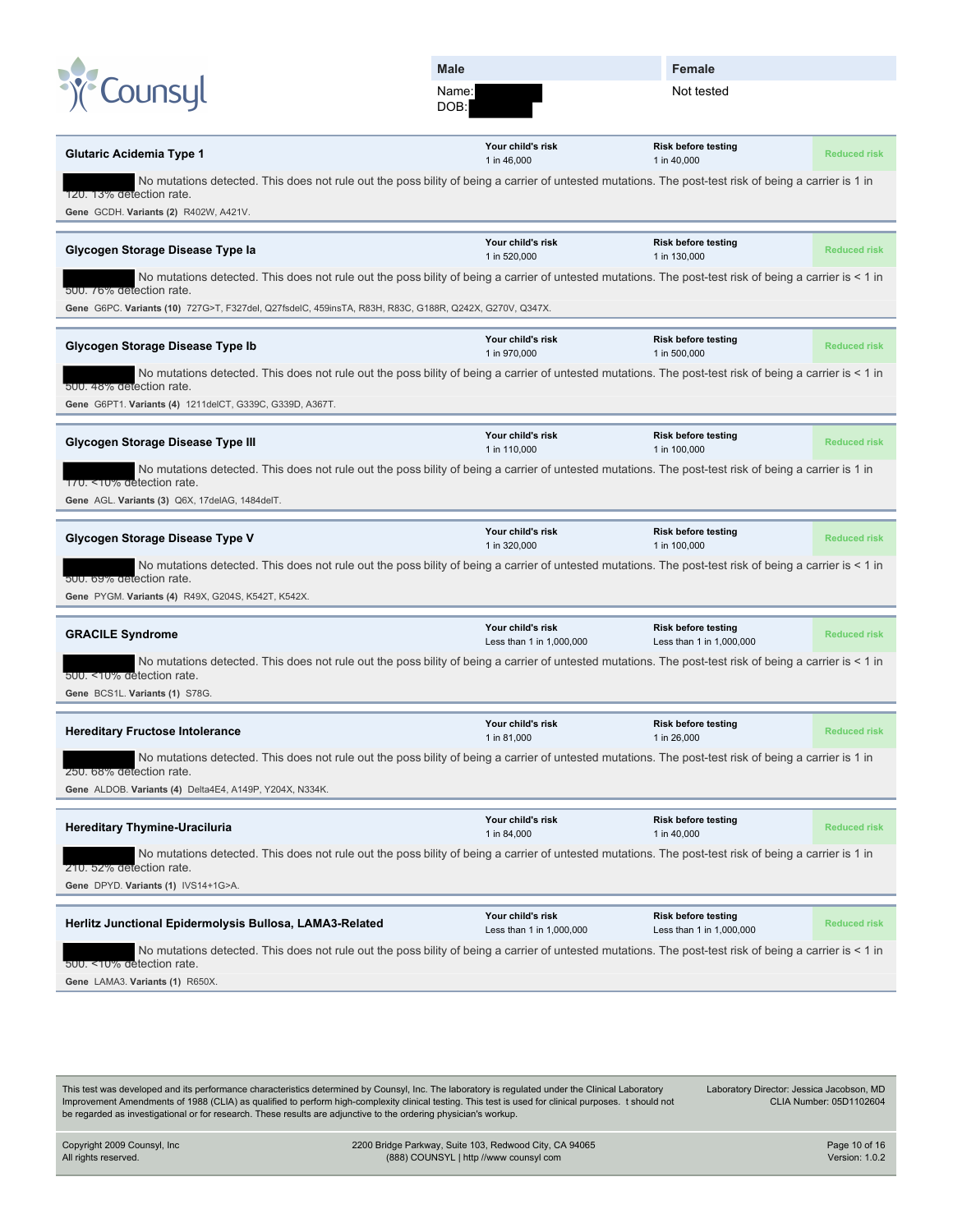Counsyl

| Male | Female |
|---|---|
| Name: [redacted] DOB: [redacted] | Not tested |

| Glutaric Acidemia Type 1 | Your child's risk 1 in 46,000 | Risk before testing 1 in 40,000 | Reduced risk |
|---|---|---|---|

[redacted] No mutations detected. This does not rule out the poss bility of being a carrier of untested mutations. The post-test risk of being a carrier is 1 in 120. 13% detection rate.

**Gene** GCDH. **Variants (2)** R402W, A421V.

| Glycogen Storage Disease Type Ia | Your child's risk 1 in 520,000 | Risk before testing 1 in 130,000 | Reduced risk |
|---|---|---|---|

[redacted] No mutations detected. This does not rule out the poss bility of being a carrier of untested mutations. The post-test risk of being a carrier is < 1 in 500. 76% detection rate.

**Gene** G6PC. **Variants (10)** 727G>T, F327del, Q27fsdelC, 459insTA, R83H, R83C, G188R, Q242X, G270V, Q347X.

| Glycogen Storage Disease Type Ib | Your child's risk 1 in 970,000 | Risk before testing 1 in 500,000 | Reduced risk |
|---|---|---|---|

[redacted] No mutations detected. This does not rule out the poss bility of being a carrier of untested mutations. The post-test risk of being a carrier is < 1 in 500. 48% detection rate.

**Gene** G6PT1. **Variants (4)** 1211delCT, G339C, G339D, A367T.

| Glycogen Storage Disease Type III | Your child's risk 1 in 110,000 | Risk before testing 1 in 100,000 | Reduced risk |
|---|---|---|---|

[redacted] No mutations detected. This does not rule out the poss bility of being a carrier of untested mutations. The post-test risk of being a carrier is 1 in 170. <10% detection rate.

**Gene** AGL. **Variants (3)** Q6X, 17delAG, 1484delT.

| Glycogen Storage Disease Type V | Your child's risk 1 in 320,000 | Risk before testing 1 in 100,000 | Reduced risk |
|---|---|---|---|

[redacted] No mutations detected. This does not rule out the poss bility of being a carrier of untested mutations. The post-test risk of being a carrier is < 1 in 500. 69% detection rate.

**Gene** PYGM. **Variants (4)** R49X, G204S, K542T, K542X.

| GRACILE Syndrome | Your child's risk Less than 1 in 1,000,000 | Risk before testing Less than 1 in 1,000,000 | Reduced risk |
|---|---|---|---|

[redacted] No mutations detected. This does not rule out the poss bility of being a carrier of untested mutations. The post-test risk of being a carrier is < 1 in 500. <10% detection rate.

**Gene** BCS1L. **Variants (1)** S78G.

| Hereditary Fructose Intolerance | Your child's risk 1 in 81,000 | Risk before testing 1 in 26,000 | Reduced risk |
|---|---|---|---|

[redacted] No mutations detected. This does not rule out the poss bility of being a carrier of untested mutations. The post-test risk of being a carrier is 1 in 250. 68% detection rate.

**Gene** ALDOB. **Variants (4)** Delta4E4, A149P, Y204X, N334K.

| Hereditary Thymine-Uraciluria | Your child's risk 1 in 84,000 | Risk before testing 1 in 40,000 | Reduced risk |
|---|---|---|---|

[redacted] No mutations detected. This does not rule out the poss bility of being a carrier of untested mutations. The post-test risk of being a carrier is 1 in 210. 52% detection rate.

**Gene** DPYD. **Variants (1)** IVS14+1G>A.

| Herlitz Junctional Epidermolysis Bullosa, LAMA3-Related | Your child's risk Less than 1 in 1,000,000 | Risk before testing Less than 1 in 1,000,000 | Reduced risk |
|---|---|---|---|

[redacted] No mutations detected. This does not rule out the poss bility of being a carrier of untested mutations. The post-test risk of being a carrier is < 1 in 500. <10% detection rate.

**Gene** LAMA3. **Variants (1)** R650X.

This test was developed and its performance characteristics determined by Counsyl, Inc. The laboratory is regulated under the Clinical Laboratory Improvement Amendments of 1988 (CLIA) as qualified to perform high-complexity clinical testing. This test is used for clinical purposes. t should not be regarded as investigational or for research. These results are adjunctive to the ordering physician's workup.

Laboratory Director: Jessica Jacobson, MD
CLIA Number: 05D1102604

Copyright 2009 Counsyl, Inc
All rights reserved.

2200 Bridge Parkway, Suite 103, Redwood City, CA 94065
(888) COUNSYL | http //www counsyl com

Version: 1.0.2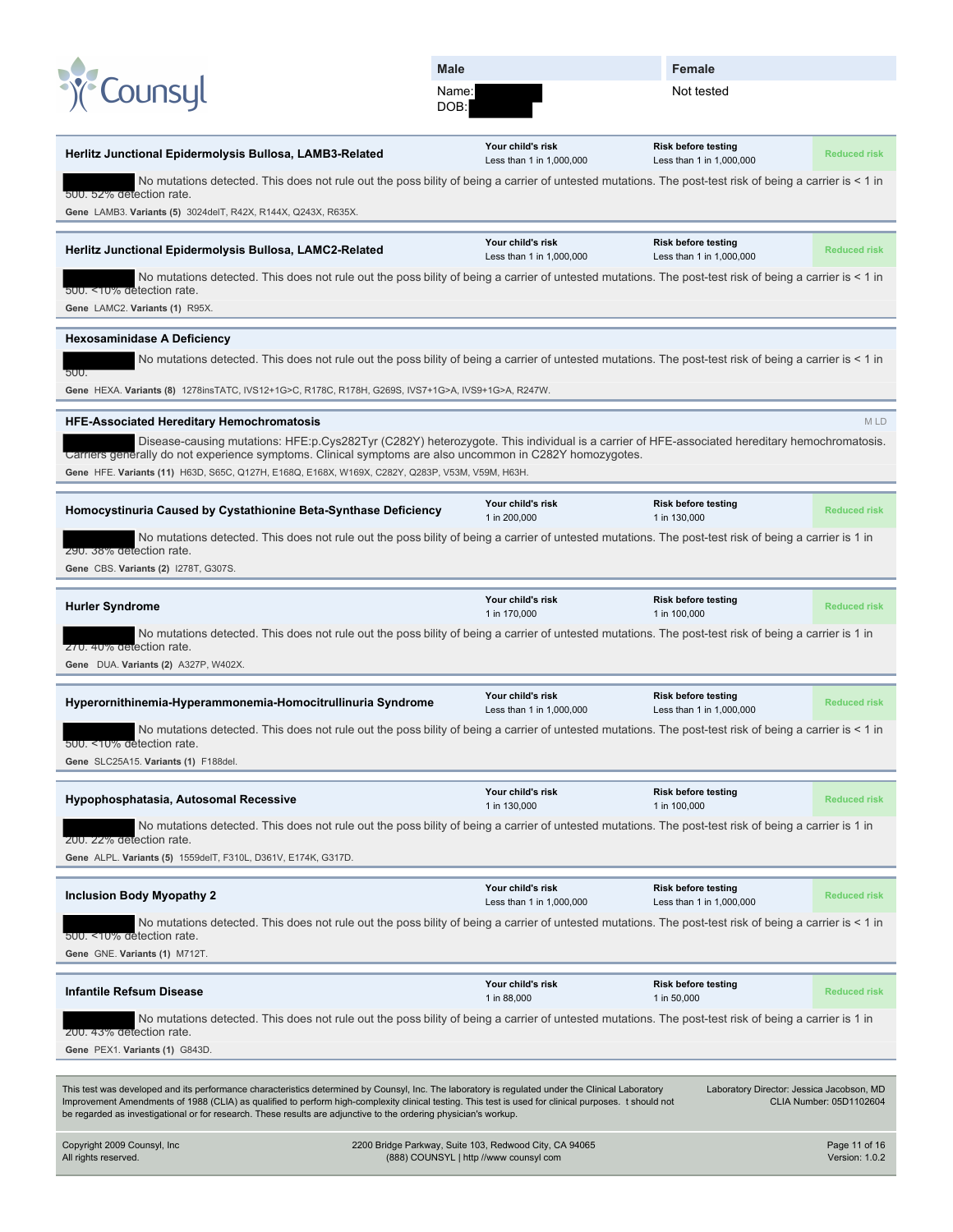Counsyl

| Male | Female |
| --- | --- |
| Name: DOB: | Not tested |

## Herlitz Junctional Epidermolysis Bullosa, LAMB3-Related

| Your child's risk | Risk before testing | |
| --- | --- | --- |
| Less than 1 in 1,000,000 | Less than 1 in 1,000,000 | Reduced risk |

No mutations detected. This does not rule out the poss bility of being a carrier of untested mutations. The post-test risk of being a carrier is < 1 in 500. 52% detection rate.

**Gene** LAMB3. **Variants (5)** 3024delT, R42X, R144X, Q243X, R635X.

## Herlitz Junctional Epidermolysis Bullosa, LAMC2-Related

| Your child's risk | Risk before testing | |
| --- | --- | --- |
| Less than 1 in 1,000,000 | Less than 1 in 1,000,000 | Reduced risk |

No mutations detected. This does not rule out the poss bility of being a carrier of untested mutations. The post-test risk of being a carrier is < 1 in 500. <10% detection rate.

**Gene** LAMC2. **Variants (1)** R95X.

## Hexosaminidase A Deficiency

No mutations detected. This does not rule out the poss bility of being a carrier of untested mutations. The post-test risk of being a carrier is < 1 in 500.

**Gene** HEXA. **Variants (8)** 1278insTATC, IVS12+1G>C, R178C, R178H, G269S, IVS7+1G>A, IVS9+1G>A, R247W.

## HFE-Associated Hereditary Hemochromatosis

M LD

Disease-causing mutations: HFE:p.Cys282Tyr (C282Y) heterozygote. This individual is a carrier of HFE-associated hereditary hemochromatosis. Carriers generally do not experience symptoms. Clinical symptoms are also uncommon in C282Y homozygotes.

**Gene** HFE. **Variants (11)** H63D, S65C, Q127H, E168Q, E168X, W169X, C282Y, Q283P, V53M, V59M, H63H.

## Homocystinuria Caused by Cystathionine Beta-Synthase Deficiency

| Your child's risk | Risk before testing | |
| --- | --- | --- |
| 1 in 200,000 | 1 in 130,000 | Reduced risk |

No mutations detected. This does not rule out the poss bility of being a carrier of untested mutations. The post-test risk of being a carrier is 1 in 290. 38% detection rate.

**Gene** CBS. **Variants (2)** I278T, G307S.

## Hurler Syndrome

| Your child's risk | Risk before testing | |
| --- | --- | --- |
| 1 in 170,000 | 1 in 100,000 | Reduced risk |

No mutations detected. This does not rule out the poss bility of being a carrier of untested mutations. The post-test risk of being a carrier is 1 in 270. 40% detection rate.

**Gene** IDUA. **Variants (2)** A327P, W402X.

## Hyperornithinemia-Hyperammonemia-Homocitrullinuria Syndrome

| Your child's risk | Risk before testing | |
| --- | --- | --- |
| Less than 1 in 1,000,000 | Less than 1 in 1,000,000 | Reduced risk |

No mutations detected. This does not rule out the poss bility of being a carrier of untested mutations. The post-test risk of being a carrier is < 1 in 500. <10% detection rate.

**Gene** SLC25A15. **Variants (1)** F188del.

## Hypophosphatasia, Autosomal Recessive

| Your child's risk | Risk before testing | |
| --- | --- | --- |
| 1 in 130,000 | 1 in 100,000 | Reduced risk |

No mutations detected. This does not rule out the poss bility of being a carrier of untested mutations. The post-test risk of being a carrier is 1 in 200. 22% detection rate.

**Gene** ALPL. **Variants (5)** 1559delT, F310L, D361V, E174K, G317D.

## Inclusion Body Myopathy 2

| Your child's risk | Risk before testing | |
| --- | --- | --- |
| Less than 1 in 1,000,000 | Less than 1 in 1,000,000 | Reduced risk |

No mutations detected. This does not rule out the poss bility of being a carrier of untested mutations. The post-test risk of being a carrier is < 1 in 500. <10% detection rate.

**Gene** GNE. **Variants (1)** M712T.

## Infantile Refsum Disease

| Your child's risk | Risk before testing | |
| --- | --- | --- |
| 1 in 88,000 | 1 in 50,000 | Reduced risk |

No mutations detected. This does not rule out the poss bility of being a carrier of untested mutations. The post-test risk of being a carrier is 1 in 200. 43% detection rate.

**Gene** PEX1. **Variants (1)** G843D.

This test was developed and its performance characteristics determined by Counsyl, Inc. The laboratory is regulated under the Clinical Laboratory Improvement Amendments of 1988 (CLIA) as qualified to perform high-complexity clinical testing. This test is used for clinical purposes. t should not be regarded as investigational or for research. These results are adjunctive to the ordering physician's workup.

Laboratory Director: Jessica Jacobson, MD
CLIA Number: 05D1102604

Copyright 2009 Counsyl, Inc
All rights reserved.

2200 Bridge Parkway, Suite 103, Redwood City, CA 94065
(888) COUNSYL | http //www counsyl com

Version: 1.0.2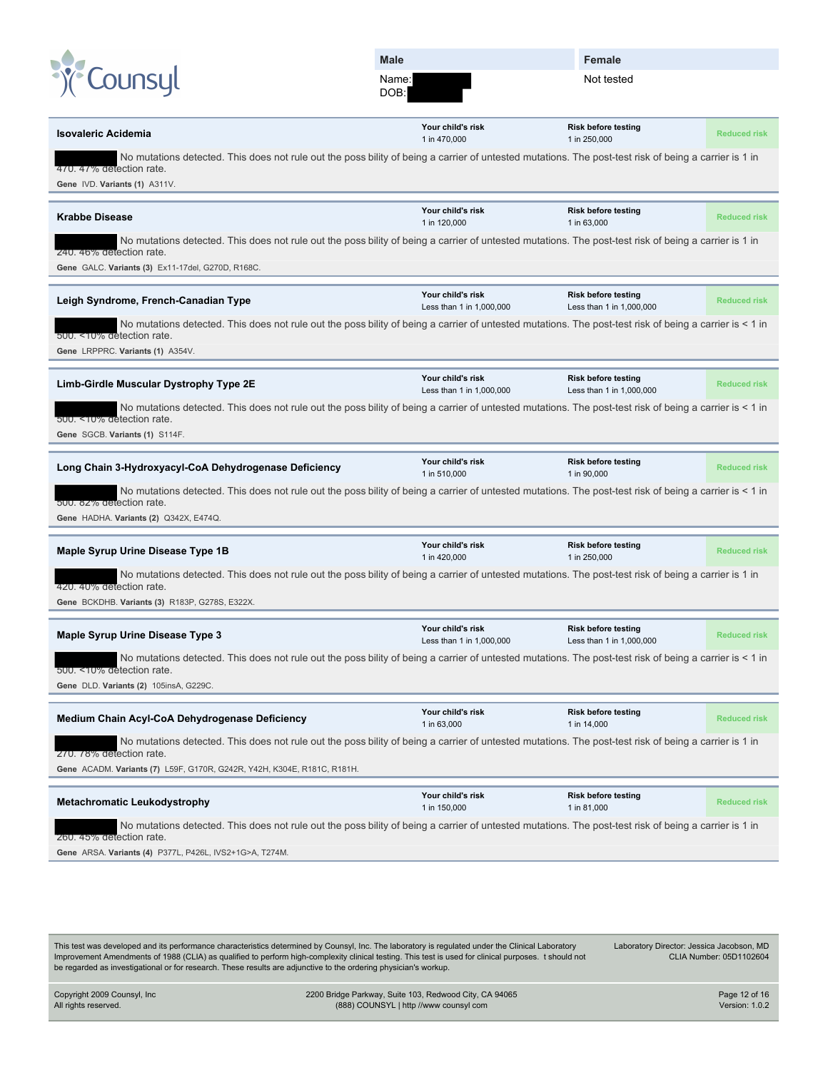Counsyl

| Male | Female |
|---|---|
| Name: ███ DOB: ███ | Not tested |

### Isovaleric Acidemia

| Your child's risk | Risk before testing | |
|---|---|---|
| 1 in 470,000 | 1 in 250,000 | Reduced risk |

███ No mutations detected. This does not rule out the possibility of being a carrier of untested mutations. The post-test risk of being a carrier is 1 in 470. 47% detection rate.

**Gene** IVD. **Variants (1)** A311V.

### Krabbe Disease

| Your child's risk | Risk before testing | |
|---|---|---|
| 1 in 120,000 | 1 in 63,000 | Reduced risk |

███ No mutations detected. This does not rule out the possibility of being a carrier of untested mutations. The post-test risk of being a carrier is 1 in 240. 46% detection rate.

**Gene** GALC. **Variants (3)** Ex11-17del, G270D, R168C.

### Leigh Syndrome, French-Canadian Type

| Your child's risk | Risk before testing | |
|---|---|---|
| Less than 1 in 1,000,000 | Less than 1 in 1,000,000 | Reduced risk |

███ No mutations detected. This does not rule out the possibility of being a carrier of untested mutations. The post-test risk of being a carrier is < 1 in 500. <10% detection rate.

**Gene** LRPPRC. **Variants (1)** A354V.

### Limb-Girdle Muscular Dystrophy Type 2E

| Your child's risk | Risk before testing | |
|---|---|---|
| Less than 1 in 1,000,000 | Less than 1 in 1,000,000 | Reduced risk |

███ No mutations detected. This does not rule out the possibility of being a carrier of untested mutations. The post-test risk of being a carrier is < 1 in 500. <10% detection rate.

**Gene** SGCB. **Variants (1)** S114F.

### Long Chain 3-Hydroxyacyl-CoA Dehydrogenase Deficiency

| Your child's risk | Risk before testing | |
|---|---|---|
| 1 in 510,000 | 1 in 90,000 | Reduced risk |

███ No mutations detected. This does not rule out the possibility of being a carrier of untested mutations. The post-test risk of being a carrier is < 1 in 500. 82% detection rate.

**Gene** HADHA. **Variants (2)** Q342X, E474Q.

### Maple Syrup Urine Disease Type 1B

| Your child's risk | Risk before testing | |
|---|---|---|
| 1 in 420,000 | 1 in 250,000 | Reduced risk |

███ No mutations detected. This does not rule out the possibility of being a carrier of untested mutations. The post-test risk of being a carrier is 1 in 420. 40% detection rate.

**Gene** BCKDHB. **Variants (3)** R183P, G278S, E322X.

### Maple Syrup Urine Disease Type 3

| Your child's risk | Risk before testing | |
|---|---|---|
| Less than 1 in 1,000,000 | Less than 1 in 1,000,000 | Reduced risk |

███ No mutations detected. This does not rule out the possibility of being a carrier of untested mutations. The post-test risk of being a carrier is < 1 in 500. <10% detection rate.

**Gene** DLD. **Variants (2)** 105insA, G229C.

### Medium Chain Acyl-CoA Dehydrogenase Deficiency

| Your child's risk | Risk before testing | |
|---|---|---|
| 1 in 63,000 | 1 in 14,000 | Reduced risk |

███ No mutations detected. This does not rule out the possibility of being a carrier of untested mutations. The post-test risk of being a carrier is 1 in 270. 78% detection rate.

**Gene** ACADM. **Variants (7)** L59F, G170R, G242R, Y42H, K304E, R181C, R181H.

### Metachromatic Leukodystrophy

| Your child's risk | Risk before testing | |
|---|---|---|
| 1 in 150,000 | 1 in 81,000 | Reduced risk |

███ No mutations detected. This does not rule out the possibility of being a carrier of untested mutations. The post-test risk of being a carrier is 1 in 260. 45% detection rate.

**Gene** ARSA. **Variants (4)** P377L, P426L, IVS2+1G>A, T274M.

This test was developed and its performance characteristics determined by Counsyl, Inc. The laboratory is regulated under the Clinical Laboratory Improvement Amendments of 1988 (CLIA) as qualified to perform high-complexity clinical testing. This test is used for clinical purposes. It should not be regarded as investigational or for research. These results are adjunctive to the ordering physician's workup.

Laboratory Director: Jessica Jacobson, MD
CLIA Number: 05D1102604

Copyright 2009 Counsyl, Inc
All rights reserved.

2200 Bridge Parkway, Suite 103, Redwood City, CA 94065
(888) COUNSYL | http://www.counsyl.com

Version: 1.0.2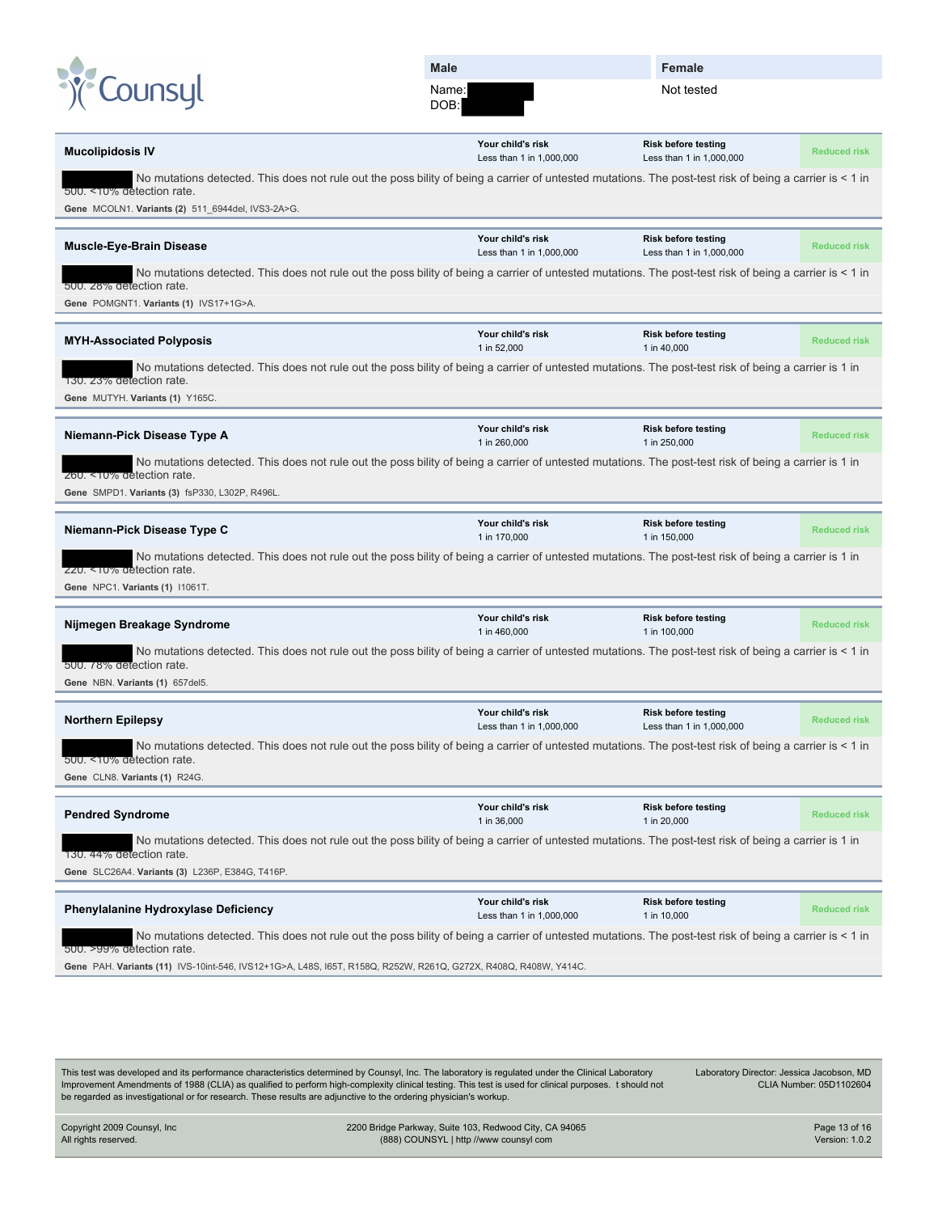Counsyl

| Male | Female |
|---|---|
| Name: ██████ DOB: ██████ | Not tested |

| Mucolipidosis IV | Your child's risk | Risk before testing | |
|---|---|---|---|
| | Less than 1 in 1,000,000 | Less than 1 in 1,000,000 | Reduced risk |

██████ No mutations detected. This does not rule out the poss bility of being a carrier of untested mutations. The post-test risk of being a carrier is < 1 in 500. <10% detection rate.

**Gene** MCOLN1. **Variants (2)** 511_6944del, IVS3-2A>G.

| Muscle-Eye-Brain Disease | Your child's risk | Risk before testing | |
|---|---|---|---|
| | Less than 1 in 1,000,000 | Less than 1 in 1,000,000 | Reduced risk |

██████ No mutations detected. This does not rule out the poss bility of being a carrier of untested mutations. The post-test risk of being a carrier is < 1 in 500. 28% detection rate.

**Gene** POMGNT1. **Variants (1)** IVS17+1G>A.

| MYH-Associated Polyposis | Your child's risk | Risk before testing | |
|---|---|---|---|
| | 1 in 52,000 | 1 in 40,000 | Reduced risk |

██████ No mutations detected. This does not rule out the poss bility of being a carrier of untested mutations. The post-test risk of being a carrier is 1 in 130. 23% detection rate.

**Gene** MUTYH. **Variants (1)** Y165C.

| Niemann-Pick Disease Type A | Your child's risk | Risk before testing | |
|---|---|---|---|
| | 1 in 260,000 | 1 in 250,000 | Reduced risk |

██████ No mutations detected. This does not rule out the poss bility of being a carrier of untested mutations. The post-test risk of being a carrier is 1 in 260. <10% detection rate.

**Gene** SMPD1. **Variants (3)** fsP330, L302P, R496L.

| Niemann-Pick Disease Type C | Your child's risk | Risk before testing | |
|---|---|---|---|
| | 1 in 170,000 | 1 in 150,000 | Reduced risk |

██████ No mutations detected. This does not rule out the poss bility of being a carrier of untested mutations. The post-test risk of being a carrier is 1 in 220. <10% detection rate.

**Gene** NPC1. **Variants (1)** I1061T.

| Nijmegen Breakage Syndrome | Your child's risk | Risk before testing | |
|---|---|---|---|
| | 1 in 460,000 | 1 in 100,000 | Reduced risk |

██████ No mutations detected. This does not rule out the poss bility of being a carrier of untested mutations. The post-test risk of being a carrier is < 1 in 500. 78% detection rate.

**Gene** NBN. **Variants (1)** 657del5.

| Northern Epilepsy | Your child's risk | Risk before testing | |
|---|---|---|---|
| | Less than 1 in 1,000,000 | Less than 1 in 1,000,000 | Reduced risk |

██████ No mutations detected. This does not rule out the poss bility of being a carrier of untested mutations. The post-test risk of being a carrier is < 1 in 500. <10% detection rate.

**Gene** CLN8. **Variants (1)** R24G.

| Pendred Syndrome | Your child's risk | Risk before testing | |
|---|---|---|---|
| | 1 in 36,000 | 1 in 20,000 | Reduced risk |

██████ No mutations detected. This does not rule out the poss bility of being a carrier of untested mutations. The post-test risk of being a carrier is 1 in 130. 44% detection rate.

**Gene** SLC26A4. **Variants (3)** L236P, E384G, T416P.

| Phenylalanine Hydroxylase Deficiency | Your child's risk | Risk before testing | |
|---|---|---|---|
| | Less than 1 in 1,000,000 | 1 in 10,000 | Reduced risk |

██████ No mutations detected. This does not rule out the poss bility of being a carrier of untested mutations. The post-test risk of being a carrier is < 1 in 500. >99% detection rate.

**Gene** PAH. **Variants (11)** IVS-10int-546, IVS12+1G>A, L48S, I65T, R158Q, R252W, R261Q, G272X, R408Q, R408W, Y414C.

This test was developed and its performance characteristics determined by Counsyl, Inc. The laboratory is regulated under the Clinical Laboratory Improvement Amendments of 1988 (CLIA) as qualified to perform high-complexity clinical testing. This test is used for clinical purposes. t should not be regarded as investigational or for research. These results are adjunctive to the ordering physician's workup.

Laboratory Director: Jessica Jacobson, MD
CLIA Number: 05D1102604

Copyright 2009 Counsyl, Inc
All rights reserved.

2200 Bridge Parkway, Suite 103, Redwood City, CA 94065
(888) COUNSYL | http //www counsyl com

Version: 1.0.2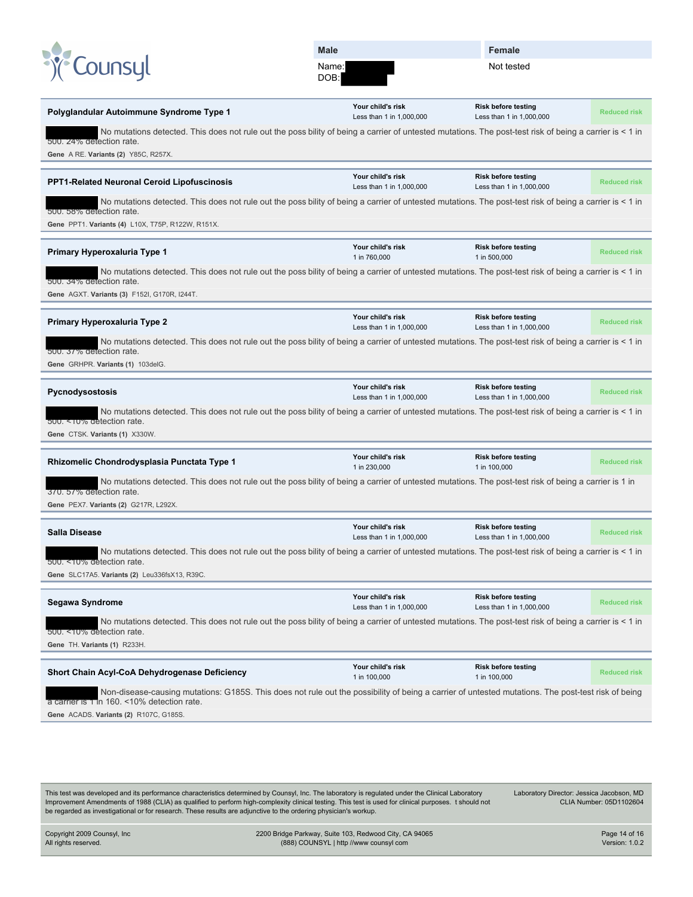Counsyl

| Male | Female |
|---|---|
| Name: DOB: | Not tested |

## Polyglandular Autoimmune Syndrome Type 1

| Your child's risk | Risk before testing | |
|---|---|---|
| Less than 1 in 1,000,000 | Less than 1 in 1,000,000 | Reduced risk |

No mutations detected. This does not rule out the poss bility of being a carrier of untested mutations. The post-test risk of being a carrier is < 1 in 500. 24% detection rate.

**Gene** A RE. **Variants (2)** Y85C, R257X.

## PPT1-Related Neuronal Ceroid Lipofuscinosis

| Your child's risk | Risk before testing | |
|---|---|---|
| Less than 1 in 1,000,000 | Less than 1 in 1,000,000 | Reduced risk |

No mutations detected. This does not rule out the poss bility of being a carrier of untested mutations. The post-test risk of being a carrier is < 1 in 500. 58% detection rate.

**Gene** PPT1. **Variants (4)** L10X, T75P, R122W, R151X.

## Primary Hyperoxaluria Type 1

| Your child's risk | Risk before testing | |
|---|---|---|
| 1 in 760,000 | 1 in 500,000 | Reduced risk |

No mutations detected. This does not rule out the poss bility of being a carrier of untested mutations. The post-test risk of being a carrier is < 1 in 500. 34% detection rate.

**Gene** AGXT. **Variants (3)** F152I, G170R, I244T.

## Primary Hyperoxaluria Type 2

| Your child's risk | Risk before testing | |
|---|---|---|
| Less than 1 in 1,000,000 | Less than 1 in 1,000,000 | Reduced risk |

No mutations detected. This does not rule out the poss bility of being a carrier of untested mutations. The post-test risk of being a carrier is < 1 in 500. 37% detection rate.

**Gene** GRHPR. **Variants (1)** 103delG.

## Pycnodysostosis

| Your child's risk | Risk before testing | |
|---|---|---|
| Less than 1 in 1,000,000 | Less than 1 in 1,000,000 | Reduced risk |

No mutations detected. This does not rule out the poss bility of being a carrier of untested mutations. The post-test risk of being a carrier is < 1 in 500. <10% detection rate.

**Gene** CTSK. **Variants (1)** X330W.

## Rhizomelic Chondrodysplasia Punctata Type 1

| Your child's risk | Risk before testing | |
|---|---|---|
| 1 in 230,000 | 1 in 100,000 | Reduced risk |

No mutations detected. This does not rule out the poss bility of being a carrier of untested mutations. The post-test risk of being a carrier is 1 in 370. 57% detection rate.

**Gene** PEX7. **Variants (2)** G217R, L292X.

## Salla Disease

| Your child's risk | Risk before testing | |
|---|---|---|
| Less than 1 in 1,000,000 | Less than 1 in 1,000,000 | Reduced risk |

No mutations detected. This does not rule out the poss bility of being a carrier of untested mutations. The post-test risk of being a carrier is < 1 in 500. <10% detection rate.

**Gene** SLC17A5. **Variants (2)** Leu336fsX13, R39C.

## Segawa Syndrome

| Your child's risk | Risk before testing | |
|---|---|---|
| Less than 1 in 1,000,000 | Less than 1 in 1,000,000 | Reduced risk |

No mutations detected. This does not rule out the poss bility of being a carrier of untested mutations. The post-test risk of being a carrier is < 1 in 500. <10% detection rate.

**Gene** TH. **Variants (1)** R233H.

## Short Chain Acyl-CoA Dehydrogenase Deficiency

| Your child's risk | Risk before testing | |
|---|---|---|
| 1 in 100,000 | 1 in 100,000 | Reduced risk |

Non-disease-causing mutations: G185S. This does not rule out the possibility of being a carrier of untested mutations. The post-test risk of being a carrier is 1 in 160. <10% detection rate.

**Gene** ACADS. **Variants (2)** R107C, G185S.

This test was developed and its performance characteristics determined by Counsyl, Inc. The laboratory is regulated under the Clinical Laboratory Improvement Amendments of 1988 (CLIA) as qualified to perform high-complexity clinical testing. This test is used for clinical purposes. t should not be regarded as investigational or for research. These results are adjunctive to the ordering physician's workup.

Laboratory Director: Jessica Jacobson, MD
CLIA Number: 05D1102604

Copyright 2009 Counsyl, Inc
All rights reserved.

2200 Bridge Parkway, Suite 103, Redwood City, CA 94065
(888) COUNSYL | http //www counsyl com

Version: 1.0.2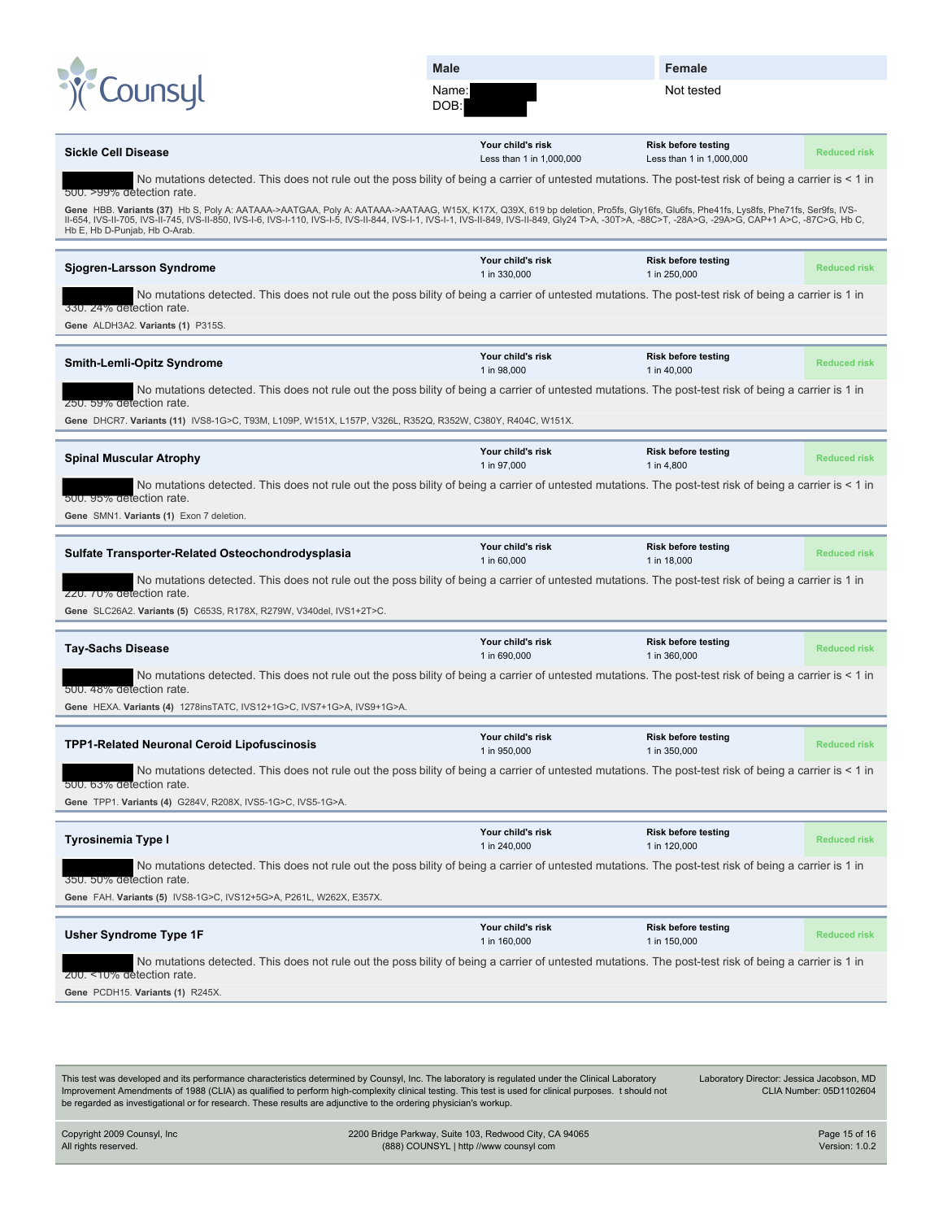Counsyl

| Male | Female |
|---|---|
| Name: | Not tested |
| DOB: | |

## Sickle Cell Disease

| Your child's risk | Risk before testing | |
|---|---|---|
| Less than 1 in 1,000,000 | Less than 1 in 1,000,000 | Reduced risk |

No mutations detected. This does not rule out the poss bility of being a carrier of untested mutations. The post-test risk of being a carrier is < 1 in 500. >99% detection rate.

**Gene** HBB. **Variants (37)** Hb S, Poly A: AATAAA->AATGAA, Poly A: AATAAA->AATAAG, W15X, K17X, Q39X, 619 bp deletion, Pro5fs, Gly16fs, Glu6fs, Phe41fs, Lys8fs, Phe71fs, Ser9fs, IVS-II-654, IVS-II-705, IVS-II-745, IVS-II-850, IVS-I-6, IVS-I-110, IVS-I-5, IVS-II-844, IVS-I-1, IVS-I-1, IVS-II-849, IVS-II-849, Gly24 T>A, -30T>A, -88C>T, -28A>G, -29A>G, CAP+1 A>C, -87C>G, Hb C, Hb E, Hb D-Punjab, Hb O-Arab.

## Sjogren-Larsson Syndrome

| Your child's risk | Risk before testing | |
|---|---|---|
| 1 in 330,000 | 1 in 250,000 | Reduced risk |

No mutations detected. This does not rule out the poss bility of being a carrier of untested mutations. The post-test risk of being a carrier is 1 in 330. 24% detection rate.

**Gene** ALDH3A2. **Variants (1)** P315S.

## Smith-Lemli-Opitz Syndrome

| Your child's risk | Risk before testing | |
|---|---|---|
| 1 in 98,000 | 1 in 40,000 | Reduced risk |

No mutations detected. This does not rule out the poss bility of being a carrier of untested mutations. The post-test risk of being a carrier is 1 in 250. 59% detection rate.

**Gene** DHCR7. **Variants (11)** IVS8-1G>C, T93M, L109P, W151X, L157P, V326L, R352Q, R352W, C380Y, R404C, W151X.

## Spinal Muscular Atrophy

| Your child's risk | Risk before testing | |
|---|---|---|
| 1 in 97,000 | 1 in 4,800 | Reduced risk |

No mutations detected. This does not rule out the poss bility of being a carrier of untested mutations. The post-test risk of being a carrier is < 1 in 500. 95% detection rate.

**Gene** SMN1. **Variants (1)** Exon 7 deletion.

## Sulfate Transporter-Related Osteochondrodysplasia

| Your child's risk | Risk before testing | |
|---|---|---|
| 1 in 60,000 | 1 in 18,000 | Reduced risk |

No mutations detected. This does not rule out the poss bility of being a carrier of untested mutations. The post-test risk of being a carrier is 1 in 220. 70% detection rate.

**Gene** SLC26A2. **Variants (5)** C653S, R178X, R279W, V340del, IVS1+2T>C.

## Tay-Sachs Disease

| Your child's risk | Risk before testing | |
|---|---|---|
| 1 in 690,000 | 1 in 360,000 | Reduced risk |

No mutations detected. This does not rule out the poss bility of being a carrier of untested mutations. The post-test risk of being a carrier is < 1 in 500. 48% detection rate.

**Gene** HEXA. **Variants (4)** 1278insTATC, IVS12+1G>C, IVS7+1G>A, IVS9+1G>A.

## TPP1-Related Neuronal Ceroid Lipofuscinosis

| Your child's risk | Risk before testing | |
|---|---|---|
| 1 in 950,000 | 1 in 350,000 | Reduced risk |

No mutations detected. This does not rule out the poss bility of being a carrier of untested mutations. The post-test risk of being a carrier is < 1 in 500. 63% detection rate.

**Gene** TPP1. **Variants (4)** G284V, R208X, IVS5-1G>C, IVS5-1G>A.

## Tyrosinemia Type I

| Your child's risk | Risk before testing | |
|---|---|---|
| 1 in 240,000 | 1 in 120,000 | Reduced risk |

No mutations detected. This does not rule out the poss bility of being a carrier of untested mutations. The post-test risk of being a carrier is 1 in 350. 50% detection rate.

**Gene** FAH. **Variants (5)** IVS8-1G>C, IVS12+5G>A, P261L, W262X, E357X.

## Usher Syndrome Type 1F

| Your child's risk | Risk before testing | |
|---|---|---|
| 1 in 160,000 | 1 in 150,000 | Reduced risk |

No mutations detected. This does not rule out the poss bility of being a carrier of untested mutations. The post-test risk of being a carrier is 1 in 200. <10% detection rate.

**Gene** PCDH15. **Variants (1)** R245X.

This test was developed and its performance characteristics determined by Counsyl, Inc. The laboratory is regulated under the Clinical Laboratory Improvement Amendments of 1988 (CLIA) as qualified to perform high-complexity clinical testing. This test is used for clinical purposes. t should not be regarded as investigational or for research. These results are adjunctive to the ordering physician's workup.

Laboratory Director: Jessica Jacobson, MD
CLIA Number: 05D1102604

Copyright 2009 Counsyl, Inc
All rights reserved.

2200 Bridge Parkway, Suite 103, Redwood City, CA 94065
(888) COUNSYL | http //www counsyl com

Version: 1.0.2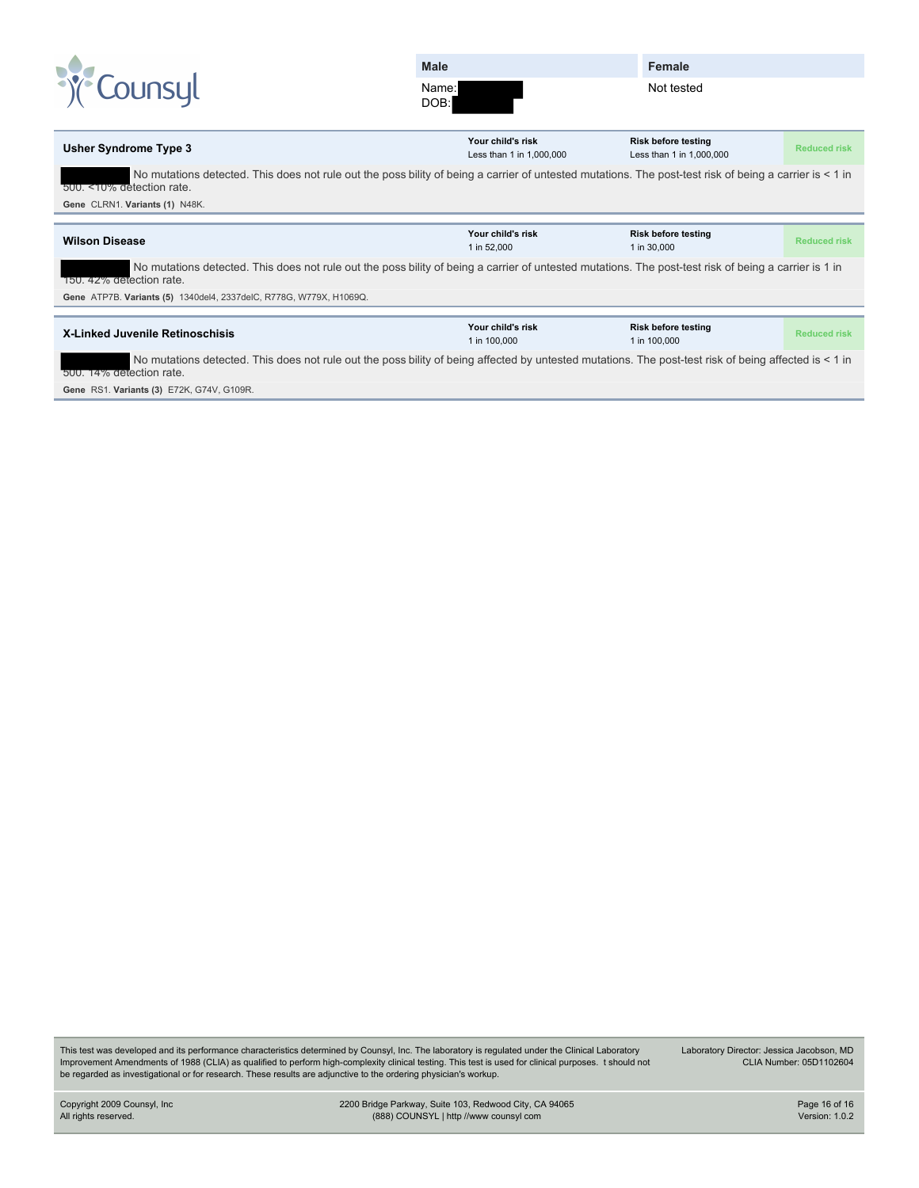| Male | Female |
|---|---|
| Name: DOB: | Not tested |

| Condition | Your child's risk | Risk before testing | |
|---|---|---|---|
| **Usher Syndrome Type 3** | Less than 1 in 1,000,000 | Less than 1 in 1,000,000 | Reduced risk |

No mutations detected. This does not rule out the poss bility of being a carrier of untested mutations. The post-test risk of being a carrier is < 1 in 500. <10% detection rate.

**Gene** CLRN1. **Variants (1)** N48K.

| Condition | Your child's risk | Risk before testing | |
|---|---|---|---|
| **Wilson Disease** | 1 in 52,000 | 1 in 30,000 | Reduced risk |

No mutations detected. This does not rule out the poss bility of being a carrier of untested mutations. The post-test risk of being a carrier is 1 in 150. 42% detection rate.

**Gene** ATP7B. **Variants (5)** 1340del4, 2337delC, R778G, W779X, H1069Q.

| Condition | Your child's risk | Risk before testing | |
|---|---|---|---|
| **X-Linked Juvenile Retinoschisis** | 1 in 100,000 | 1 in 100,000 | Reduced risk |

No mutations detected. This does not rule out the poss bility of being affected by untested mutations. The post-test risk of being affected is < 1 in 500. 14% detection rate.

**Gene** RS1. **Variants (3)** E72K, G74V, G109R.

This test was developed and its performance characteristics determined by Counsyl, Inc. The laboratory is regulated under the Clinical Laboratory Improvement Amendments of 1988 (CLIA) as qualified to perform high-complexity clinical testing. This test is used for clinical purposes. t should not be regarded as investigational or for research. These results are adjunctive to the ordering physician's workup.

Laboratory Director: Jessica Jacobson, MD
CLIA Number: 05D1102604

Copyright 2009 Counsyl, Inc
All rights reserved.

2200 Bridge Parkway, Suite 103, Redwood City, CA 94065
(888) COUNSYL | http //www counsyl com

Version: 1.0.2